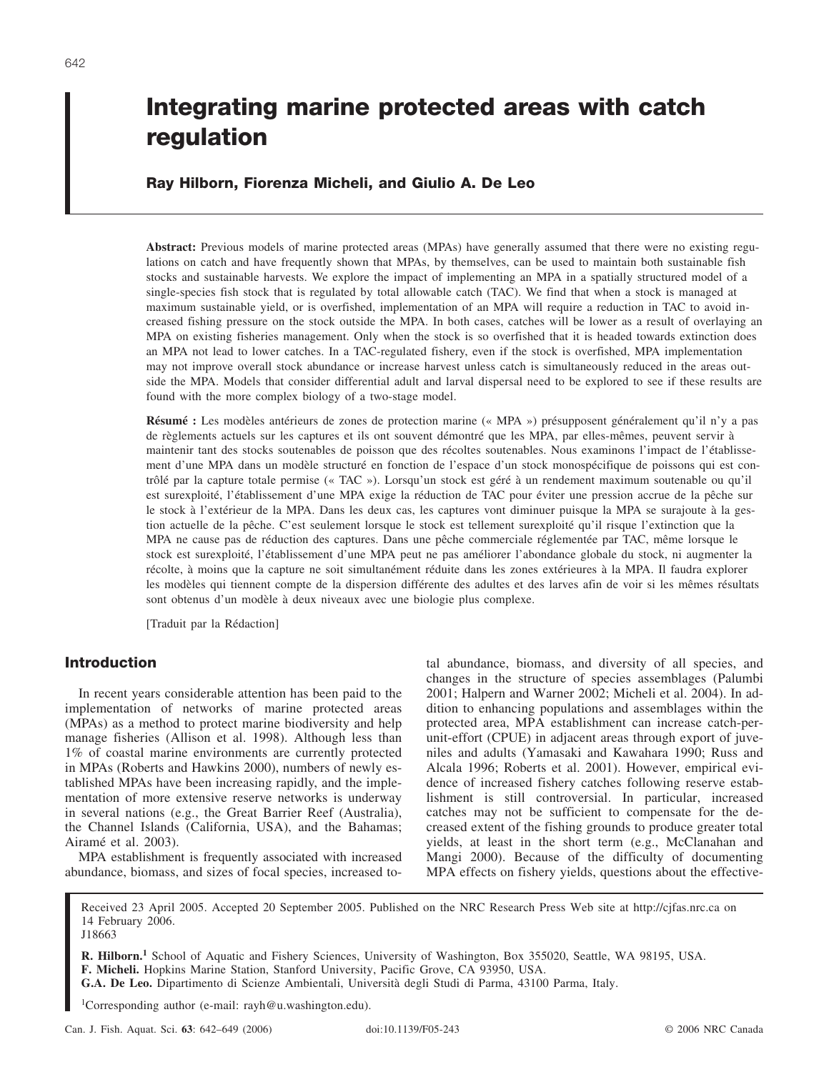# Integrating marine protected areas with catch regulation

**Ray Hilborn, Fiorenza Micheli, and Giulio A. De Leo**

**Abstract:** Previous models of marine protected areas (MPAs) have generally assumed that there were no existing regulations on catch and have frequently shown that MPAs, by themselves, can be used to maintain both sustainable fish stocks and sustainable harvests. We explore the impact of implementing an MPA in a spatially structured model of a single-species fish stock that is regulated by total allowable catch (TAC). We find that when a stock is managed at maximum sustainable yield, or is overfished, implementation of an MPA will require a reduction in TAC to avoid increased fishing pressure on the stock outside the MPA. In both cases, catches will be lower as a result of overlaying an MPA on existing fisheries management. Only when the stock is so overfished that it is headed towards extinction does an MPA not lead to lower catches. In a TAC-regulated fishery, even if the stock is overfished, MPA implementation may not improve overall stock abundance or increase harvest unless catch is simultaneously reduced in the areas outside the MPA. Models that consider differential adult and larval dispersal need to be explored to see if these results are found with the more complex biology of a two-stage model.

**Résumé :** Les modèles antérieurs de zones de protection marine (« MPA ») présupposent généralement qu'il n'y a pas de règlements actuels sur les captures et ils ont souvent démontré que les MPA, par elles-mêmes, peuvent servir à maintenir tant des stocks soutenables de poisson que des récoltes soutenables. Nous examinons l'impact de l'établissement d'une MPA dans un modèle structuré en fonction de l'espace d'un stock monospécifique de poissons qui est contrôlé par la capture totale permise (« TAC »). Lorsqu'un stock est géré à un rendement maximum soutenable ou qu'il est surexploité, l'établissement d'une MPA exige la réduction de TAC pour éviter une pression accrue de la pêche sur le stock à l'extérieur de la MPA. Dans les deux cas, les captures vont diminuer puisque la MPA se surajoute à la gestion actuelle de la pêche. C'est seulement lorsque le stock est tellement surexploité qu'il risque l'extinction que la MPA ne cause pas de réduction des captures. Dans une pêche commerciale réglementée par TAC, même lorsque le stock est surexploité, l'établissement d'une MPA peut ne pas améliorer l'abondance globale du stock, ni augmenter la récolte, à moins que la capture ne soit simultanément réduite dans les zones extérieures à la MPA. Il faudra explorer les modèles qui tiennent compte de la dispersion différente des adultes et des larves afin de voir si les mêmes résultats sont obtenus d'un modèle à deux niveaux avec une biologie plus complexe.

[Traduit par la Rédaction]

## Introduction

In recent years considerable attention has been paid to the implementation of networks of marine protected areas (MPAs) as a method to protect marine biodiversity and help manage fisheries (Allison et al. 1998). Although less than 1% of coastal marine environments are currently protected in MPAs (Roberts and Hawkins 2000), numbers of newly established MPAs have been increasing rapidly, and the implementation of more extensive reserve networks is underway in several nations (e.g., the Great Barrier Reef (Australia), the Channel Islands (California, USA), and the Bahamas; Airamé et al. 2003).

MPA establishment is frequently associated with increased abundance, biomass, and sizes of focal species, increased total abundance, biomass, and diversity of all species, and changes in the structure of species assemblages (Palumbi 2001; Halpern and Warner 2002; Micheli et al. 2004). In addition to enhancing populations and assemblages within the protected area, MPA establishment can increase catch-per-unit-effort (CPUE) in adjacent areas through export of juveniles and adults (Yamasaki and Kawahara 1990; Russ and Alcala 1996; Roberts et al. 2001). However, empirical evidence of increased fishery catches following reserve establishment is still controversial. In particular, increased catches may not be sufficient to compensate for the decreased extent of the fishing grounds to produce greater total yields, at least in the short term (e.g., McClanahan and Mangi 2000). Because of the difficulty of documenting MPA effects on fishery yields, questions about the effective-

Received 23 April 2005. Accepted 20 September 2005. Published on the NRC Research Press Web site at http://cjfas.nrc.ca on 14 February 2006.
J18663

**R. Hilborn.**[1] School of Aquatic and Fishery Sciences, University of Washington, Box 355020, Seattle, WA 98195, USA.
**F. Micheli.** Hopkins Marine Station, Stanford University, Pacific Grove, CA 93950, USA.
**G.A. De Leo.** Dipartimento di Scienze Ambientali, Università degli Studi di Parma, 43100 Parma, Italy.

[1]Corresponding author (e-mail: rayh@u.washington.edu).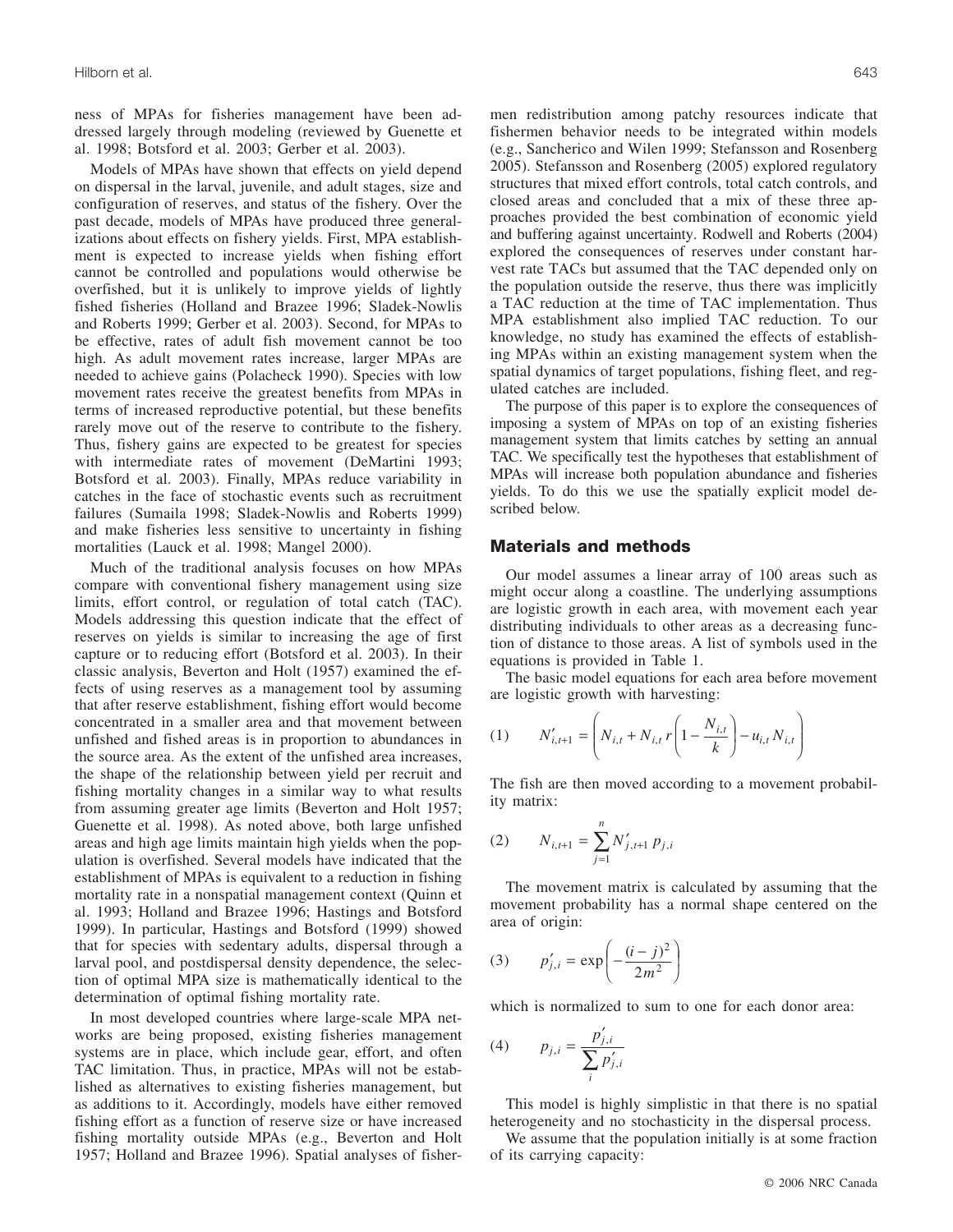ness of MPAs for fisheries management have been addressed largely through modeling (reviewed by Guenette et al. 1998; Botsford et al. 2003; Gerber et al. 2003).

Models of MPAs have shown that effects on yield depend on dispersal in the larval, juvenile, and adult stages, size and configuration of reserves, and status of the fishery. Over the past decade, models of MPAs have produced three generalizations about effects on fishery yields. First, MPA establishment is expected to increase yields when fishing effort cannot be controlled and populations would otherwise be overfished, but it is unlikely to improve yields of lightly fished fisheries (Holland and Brazee 1996; Sladek-Nowlis and Roberts 1999; Gerber et al. 2003). Second, for MPAs to be effective, rates of adult fish movement cannot be too high. As adult movement rates increase, larger MPAs are needed to achieve gains (Polacheck 1990). Species with low movement rates receive the greatest benefits from MPAs in terms of increased reproductive potential, but these benefits rarely move out of the reserve to contribute to the fishery. Thus, fishery gains are expected to be greatest for species with intermediate rates of movement (DeMartini 1993; Botsford et al. 2003). Finally, MPAs reduce variability in catches in the face of stochastic events such as recruitment failures (Sumaila 1998; Sladek-Nowlis and Roberts 1999) and make fisheries less sensitive to uncertainty in fishing mortalities (Lauck et al. 1998; Mangel 2000).

Much of the traditional analysis focuses on how MPAs compare with conventional fishery management using size limits, effort control, or regulation of total catch (TAC). Models addressing this question indicate that the effect of reserves on yields is similar to increasing the age of first capture or to reducing effort (Botsford et al. 2003). In their classic analysis, Beverton and Holt (1957) examined the effects of using reserves as a management tool by assuming that after reserve establishment, fishing effort would become concentrated in a smaller area and that movement between unfished and fished areas is in proportion to abundances in the source area. As the extent of the unfished area increases, the shape of the relationship between yield per recruit and fishing mortality changes in a similar way to what results from assuming greater age limits (Beverton and Holt 1957; Guenette et al. 1998). As noted above, both large unfished areas and high age limits maintain high yields when the population is overfished. Several models have indicated that the establishment of MPAs is equivalent to a reduction in fishing mortality rate in a nonspatial management context (Quinn et al. 1993; Holland and Brazee 1996; Hastings and Botsford 1999). In particular, Hastings and Botsford (1999) showed that for species with sedentary adults, dispersal through a larval pool, and postdispersal density dependence, the selection of optimal MPA size is mathematically identical to the determination of optimal fishing mortality rate.

In most developed countries where large-scale MPA networks are being proposed, existing fisheries management systems are in place, which include gear, effort, and often TAC limitation. Thus, in practice, MPAs will not be established as alternatives to existing fisheries management, but as additions to it. Accordingly, models have either removed fishing effort as a function of reserve size or have increased fishing mortality outside MPAs (e.g., Beverton and Holt 1957; Holland and Brazee 1996). Spatial analyses of fishermen redistribution among patchy resources indicate that fishermen behavior needs to be integrated within models (e.g., Sancherico and Wilen 1999; Stefansson and Rosenberg 2005). Stefansson and Rosenberg (2005) explored regulatory structures that mixed effort controls, total catch controls, and closed areas and concluded that a mix of these three approaches provided the best combination of economic yield and buffering against uncertainty. Rodwell and Roberts (2004) explored the consequences of reserves under constant harvest rate TACs but assumed that the TAC depended only on the population outside the reserve, thus there was implicitly a TAC reduction at the time of TAC implementation. Thus MPA establishment also implied TAC reduction. To our knowledge, no study has examined the effects of establishing MPAs within an existing management system when the spatial dynamics of target populations, fishing fleet, and regulated catches are included.

The purpose of this paper is to explore the consequences of imposing a system of MPAs on top of an existing fisheries management system that limits catches by setting an annual TAC. We specifically test the hypotheses that establishment of MPAs will increase both population abundance and fisheries yields. To do this we use the spatially explicit model described below.

## Materials and methods

Our model assumes a linear array of 100 areas such as might occur along a coastline. The underlying assumptions are logistic growth in each area, with movement each year distributing individuals to other areas as a decreasing function of distance to those areas. A list of symbols used in the equations is provided in Table 1.

The basic model equations for each area before movement are logistic growth with harvesting:

$$(1) \qquad N'_{i,t+1} = \left( N_{i,t} + N_{i,t}\, r \left( 1 - \frac{N_{i,t}}{k} \right) - u_{i,t} N_{i,t} \right)$$

The fish are then moved according to a movement probability matrix:

$$(2) \qquad N_{i,t+1} = \sum_{j=1}^{n} N'_{j,t+1}\, p_{j,i}$$

The movement matrix is calculated by assuming that the movement probability has a normal shape centered on the area of origin:

$$(3) \qquad p'_{j,i} = \exp\left( -\frac{(i-j)^2}{2m^2} \right)$$

which is normalized to sum to one for each donor area:

$$(4) \qquad p_{j,i} = \frac{p'_{j,i}}{\sum_{i} p'_{j,i}}$$

This model is highly simplistic in that there is no spatial heterogeneity and no stochasticity in the dispersal process.

We assume that the population initially is at some fraction of its carrying capacity: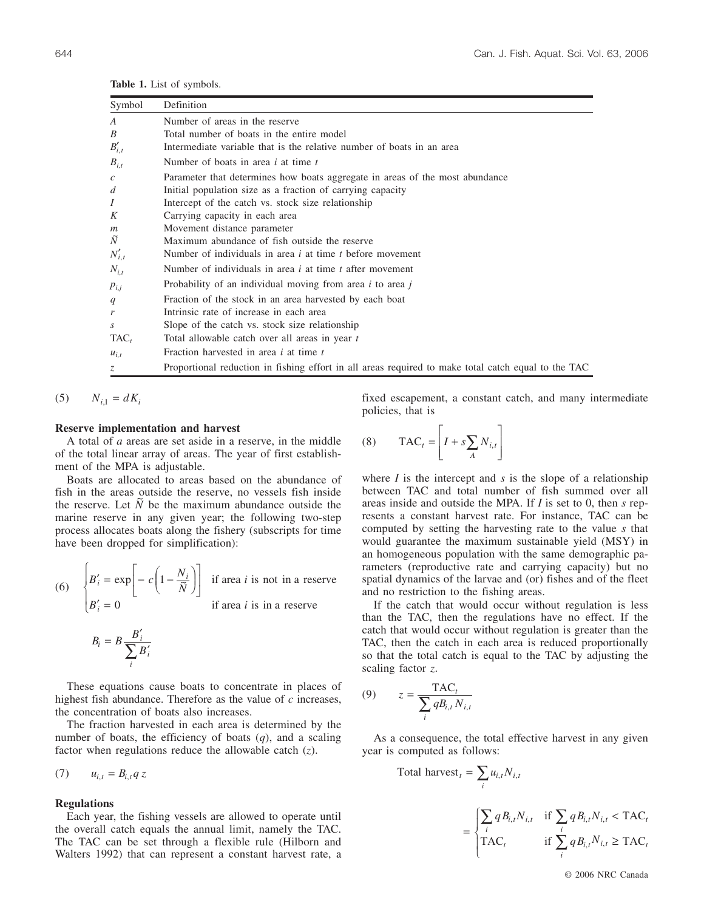**Table 1.** List of symbols.

| Symbol | Definition |
| --- | --- |
| $A$ | Number of areas in the reserve |
| $B$ | Total number of boats in the entire model |
| $B'_{i,t}$ | Intermediate variable that is the relative number of boats in an area |
| $B_{i,t}$ | Number of boats in area $i$ at time $t$ |
| $c$ | Parameter that determines how boats aggregate in areas of the most abundance |
| $d$ | Initial population size as a fraction of carrying capacity |
| $I$ | Intercept of the catch vs. stock size relationship |
| $K$ | Carrying capacity in each area |
| $m$ | Movement distance parameter |
| $\tilde{N}$ | Maximum abundance of fish outside the reserve |
| $N'_{i,t}$ | Number of individuals in area $i$ at time $t$ before movement |
| $N_{i,t}$ | Number of individuals in area $i$ at time $t$ after movement |
| $p_{i,j}$ | Probability of an individual moving from area $i$ to area $j$ |
| $q$ | Fraction of the stock in an area harvested by each boat |
| $r$ | Intrinsic rate of increase in each area |
| $s$ | Slope of the catch vs. stock size relationship |
| $\text{TAC}_t$ | Total allowable catch over all areas in year $t$ |
| $u_{i,t}$ | Fraction harvested in area $i$ at time $t$ |
| $z$ | Proportional reduction in fishing effort in all areas required to make total catch equal to the TAC |

$$(5) \qquad N_{i,1} = dK_i$$

**Reserve implementation and harvest**

A total of $a$ areas are set aside in a reserve, in the middle of the total linear array of areas. The year of first establishment of the MPA is adjustable.

Boats are allocated to areas based on the abundance of fish in the areas outside the reserve, no vessels fish inside the reserve. Let $\tilde{N}$ be the maximum abundance outside the marine reserve in any given year; the following two-step process allocates boats along the fishery (subscripts for time have been dropped for simplification):

$$(6) \qquad \begin{cases} B'_i = \exp\left[-c\left(1 - \dfrac{N_i}{\tilde{N}}\right)\right] & \text{if area } i \text{ is not in a reserve} \\ B'_i = 0 & \text{if area } i \text{ is in a reserve} \end{cases}$$

$$B_i = B\frac{B'_i}{\sum\limits_i B'_i}$$

These equations cause boats to concentrate in places of highest fish abundance. Therefore as the value of $c$ increases, the concentration of boats also increases.

The fraction harvested in each area is determined by the number of boats, the efficiency of boats ($q$), and a scaling factor when regulations reduce the allowable catch ($z$).

$$(7) \qquad u_{i,t} = B_{i,t}\,q\,z$$

**Regulations**

Each year, the fishing vessels are allowed to operate until the overall catch equals the annual limit, namely the TAC. The TAC can be set through a flexible rule (Hilborn and Walters 1992) that can represent a constant harvest rate, a fixed escapement, a constant catch, and many intermediate policies, that is

$$(8) \qquad \text{TAC}_t = \left[I + s\sum_A N_{i,t}\right]$$

where $I$ is the intercept and $s$ is the slope of a relationship between TAC and total number of fish summed over all areas inside and outside the MPA. If $I$ is set to 0, then $s$ represents a constant harvest rate. For instance, TAC can be computed by setting the harvesting rate to the value $s$ that would guarantee the maximum sustainable yield (MSY) in an homogeneous population with the same demographic parameters (reproductive rate and carrying capacity) but no spatial dynamics of the larvae and (or) fishes and of the fleet and no restriction to the fishing areas.

If the catch that would occur without regulation is less than the TAC, then the regulations have no effect. If the catch that would occur without regulation is greater than the TAC, then the catch in each area is reduced proportionally so that the total catch is equal to the TAC by adjusting the scaling factor $z$.

$$(9) \qquad z = \frac{\text{TAC}_t}{\sum\limits_i qB_{i,t}N_{i,t}}$$

As a consequence, the total effective harvest in any given year is computed as follows:

$$\text{Total harvest}_t = \sum_i u_{i,t}N_{i,t} = \begin{cases} \sum\limits_i qB_{i,t}N_{i,t} & \text{if } \sum\limits_i qB_{i,t}N_{i,t} < \text{TAC}_t \\ \text{TAC}_t & \text{if } \sum\limits_i qB_{i,t}N_{i,t} \geq \text{TAC}_t \end{cases}$$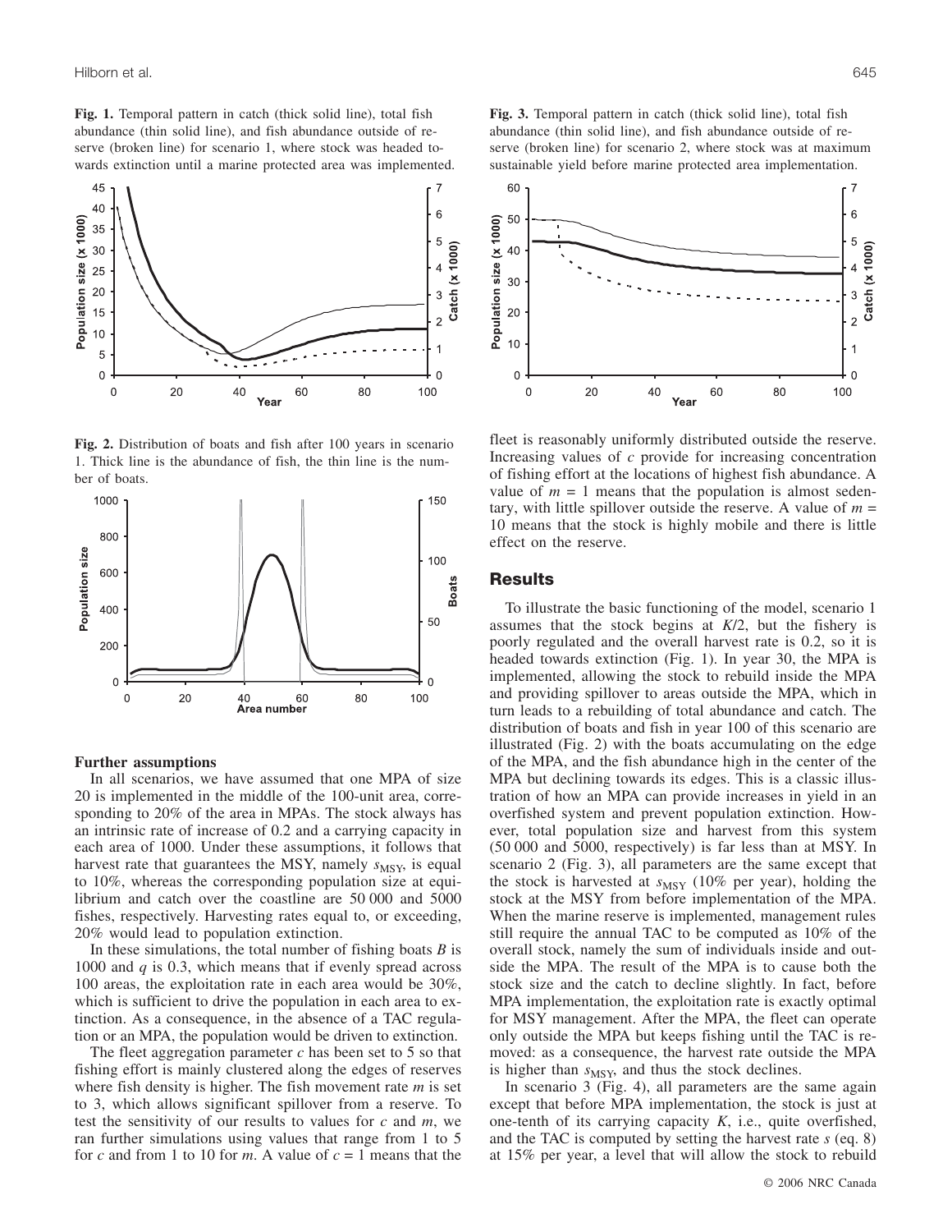**Fig. 1.** Temporal pattern in catch (thick solid line), total fish abundance (thin solid line), and fish abundance outside of reserve (broken line) for scenario 1, where stock was headed towards extinction until a marine protected area was implemented.

**Fig. 2.** Distribution of boats and fish after 100 years in scenario 1. Thick line is the abundance of fish, the thin line is the number of boats.

**Fig. 3.** Temporal pattern in catch (thick solid line), total fish abundance (thin solid line), and fish abundance outside of reserve (broken line) for scenario 2, where stock was at maximum sustainable yield before marine protected area implementation.

### Further assumptions

In all scenarios, we have assumed that one MPA of size 20 is implemented in the middle of the 100-unit area, corresponding to 20% of the area in MPAs. The stock always has an intrinsic rate of increase of 0.2 and a carrying capacity in each area of 1000. Under these assumptions, it follows that harvest rate that guarantees the MSY, namely $s_{MSY}$, is equal to 10%, whereas the corresponding population size at equilibrium and catch over the coastline are 50 000 and 5000 fishes, respectively. Harvesting rates equal to, or exceeding, 20% would lead to population extinction.

In these simulations, the total number of fishing boats $B$ is 1000 and $q$ is 0.3, which means that if evenly spread across 100 areas, the exploitation rate in each area would be 30%, which is sufficient to drive the population in each area to extinction. As a consequence, in the absence of a TAC regulation or an MPA, the population would be driven to extinction.

The fleet aggregation parameter $c$ has been set to 5 so that fishing effort is mainly clustered along the edges of reserves where fish density is higher. The fish movement rate $m$ is set to 3, which allows significant spillover from a reserve. To test the sensitivity of our results to values for $c$ and $m$, we ran further simulations using values that range from 1 to 5 for $c$ and from 1 to 10 for $m$. A value of $c = 1$ means that the fleet is reasonably uniformly distributed outside the reserve. Increasing values of $c$ provide for increasing concentration of fishing effort at the locations of highest fish abundance. A value of $m = 1$ means that the population is almost sedentary, with little spillover outside the reserve. A value of $m = 10$ means that the stock is highly mobile and there is little effect on the reserve.

## Results

To illustrate the basic functioning of the model, scenario 1 assumes that the stock begins at $K/2$, but the fishery is poorly regulated and the overall harvest rate is 0.2, so it is headed towards extinction (Fig. 1). In year 30, the MPA is implemented, allowing the stock to rebuild inside the MPA and providing spillover to areas outside the MPA, which in turn leads to a rebuilding of total abundance and catch. The distribution of boats and fish in year 100 of this scenario are illustrated (Fig. 2) with the boats accumulating on the edge of the MPA, and the fish abundance high in the center of the MPA but declining towards its edges. This is a classic illustration of how an MPA can provide increases in yield in an overfished system and prevent population extinction. However, total population size and harvest from this system (50 000 and 5000, respectively) is far less than at MSY. In scenario 2 (Fig. 3), all parameters are the same except that the stock is harvested at $s_{MSY}$ (10% per year), holding the stock at the MSY from before implementation of the MPA. When the marine reserve is implemented, management rules still require the annual TAC to be computed as 10% of the overall stock, namely the sum of individuals inside and outside the MPA. The result of the MPA is to cause both the stock size and the catch to decline slightly. In fact, before MPA implementation, the exploitation rate is exactly optimal for MSY management. After the MPA, the fleet can operate only outside the MPA but keeps fishing until the TAC is removed: as a consequence, the harvest rate outside the MPA is higher than $s_{MSY}$, and thus the stock declines.

In scenario 3 (Fig. 4), all parameters are the same again except that before MPA implementation, the stock is just at one-tenth of its carrying capacity $K$, i.e., quite overfished, and the TAC is computed by setting the harvest rate $s$ (eq. 8) at 15% per year, a level that will allow the stock to rebuild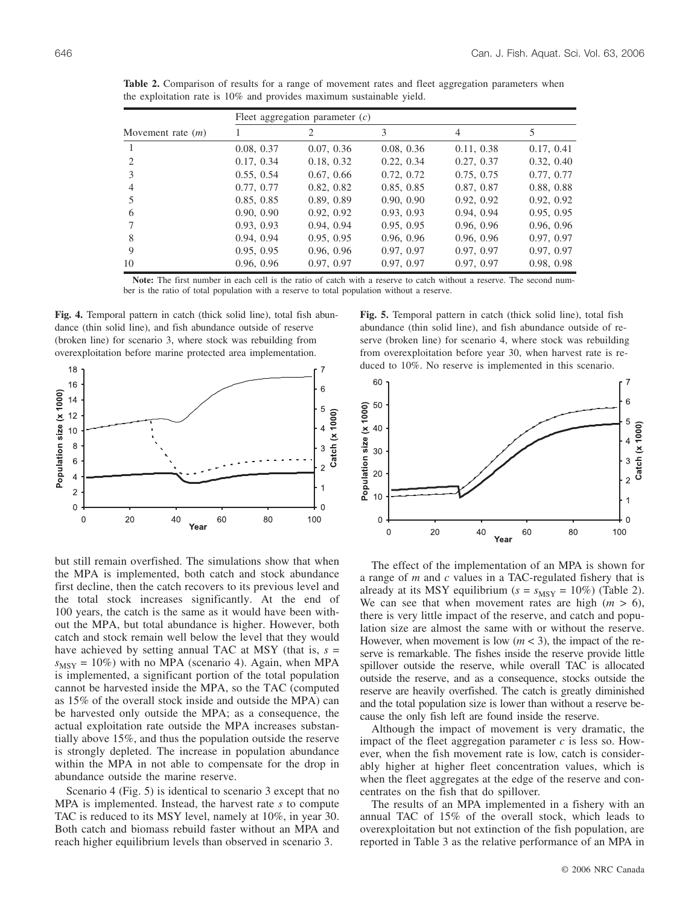**Table 2.** Comparison of results for a range of movement rates and fleet aggregation parameters when the exploitation rate is 10% and provides maximum sustainable yield.

| | Fleet aggregation parameter ($c$) | | | | |
|---|---|---|---|---|---|
| Movement rate ($m$) | 1 | 2 | 3 | 4 | 5 |
| 1 | 0.08, 0.37 | 0.07, 0.36 | 0.08, 0.36 | 0.11, 0.38 | 0.17, 0.41 |
| 2 | 0.17, 0.34 | 0.18, 0.32 | 0.22, 0.34 | 0.27, 0.37 | 0.32, 0.40 |
| 3 | 0.55, 0.54 | 0.67, 0.66 | 0.72, 0.72 | 0.75, 0.75 | 0.77, 0.77 |
| 4 | 0.77, 0.77 | 0.82, 0.82 | 0.85, 0.85 | 0.87, 0.87 | 0.88, 0.88 |
| 5 | 0.85, 0.85 | 0.89, 0.89 | 0.90, 0.90 | 0.92, 0.92 | 0.92, 0.92 |
| 6 | 0.90, 0.90 | 0.92, 0.92 | 0.93, 0.93 | 0.94, 0.94 | 0.95, 0.95 |
| 7 | 0.93, 0.93 | 0.94, 0.94 | 0.95, 0.95 | 0.96, 0.96 | 0.96, 0.96 |
| 8 | 0.94, 0.94 | 0.95, 0.95 | 0.96, 0.96 | 0.96, 0.96 | 0.97, 0.97 |
| 9 | 0.95, 0.95 | 0.96, 0.96 | 0.97, 0.97 | 0.97, 0.97 | 0.97, 0.97 |
| 10 | 0.96, 0.96 | 0.97, 0.97 | 0.97, 0.97 | 0.97, 0.97 | 0.98, 0.98 |

**Note:** The first number in each cell is the ratio of catch with a reserve to catch without a reserve. The second number is the ratio of total population with a reserve to total population without a reserve.

**Fig. 4.** Temporal pattern in catch (thick solid line), total fish abundance (thin solid line), and fish abundance outside of reserve (broken line) for scenario 3, where stock was rebuilding from overexploitation before marine protected area implementation.

**Fig. 5.** Temporal pattern in catch (thick solid line), total fish abundance (thin solid line), and fish abundance outside of reserve (broken line) for scenario 4, where stock was rebuilding from overexploitation before year 30, when harvest rate is reduced to 10%. No reserve is implemented in this scenario.

but still remain overfished. The simulations show that when the MPA is implemented, both catch and stock abundance first decline, then the catch recovers to its previous level and the total stock increases significantly. At the end of 100 years, the catch is the same as it would have been without the MPA, but total abundance is higher. However, both catch and stock remain well below the level that they would have achieved by setting annual TAC at MSY (that is, $s = s_{\mathrm{MSY}} = 10\%$) with no MPA (scenario 4). Again, when MPA is implemented, a significant portion of the total population cannot be harvested inside the MPA, so the TAC (computed as 15% of the overall stock inside and outside the MPA) can be harvested only outside the MPA; as a consequence, the actual exploitation rate outside the MPA increases substantially above 15%, and thus the population outside the reserve is strongly depleted. The increase in population abundance within the MPA in not able to compensate for the drop in abundance outside the marine reserve.

Scenario 4 (Fig. 5) is identical to scenario 3 except that no MPA is implemented. Instead, the harvest rate $s$ to compute TAC is reduced to its MSY level, namely at 10%, in year 30. Both catch and biomass rebuild faster without an MPA and reach higher equilibrium levels than observed in scenario 3.

The effect of the implementation of an MPA is shown for a range of $m$ and $c$ values in a TAC-regulated fishery that is already at its MSY equilibrium ($s = s_{\mathrm{MSY}} = 10\%$) (Table 2). We can see that when movement rates are high ($m > 6$), there is very little impact of the reserve, and catch and population size are almost the same with or without the reserve. However, when movement is low ($m < 3$), the impact of the reserve is remarkable. The fishes inside the reserve provide little spillover outside the reserve, while overall TAC is allocated outside the reserve, and as a consequence, stocks outside the reserve are heavily overfished. The catch is greatly diminished and the total population size is lower than without a reserve because the only fish left are found inside the reserve.

Although the impact of movement is very dramatic, the impact of the fleet aggregation parameter $c$ is less so. However, when the fish movement rate is low, catch is considerably higher at higher fleet concentration values, which is when the fleet aggregates at the edge of the reserve and concentrates on the fish that do spillover.

The results of an MPA implemented in a fishery with an annual TAC of 15% of the overall stock, which leads to overexploitation but not extinction of the fish population, are reported in Table 3 as the relative performance of an MPA in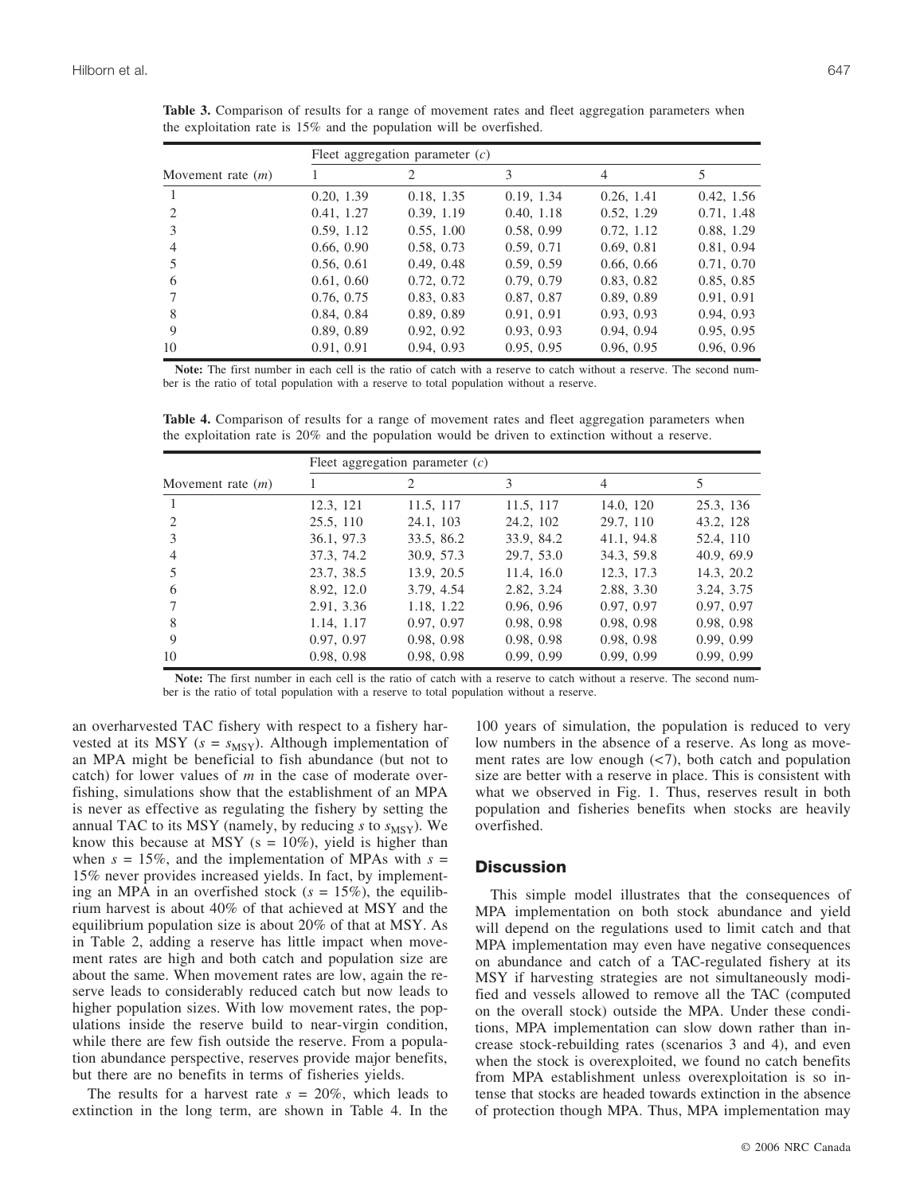**Table 3.** Comparison of results for a range of movement rates and fleet aggregation parameters when the exploitation rate is 15% and the population will be overfished.

| Movement rate ($m$) | Fleet aggregation parameter ($c$) | | | | |
|---|---|---|---|---|---|
| | 1 | 2 | 3 | 4 | 5 |
| 1 | 0.20, 1.39 | 0.18, 1.35 | 0.19, 1.34 | 0.26, 1.41 | 0.42, 1.56 |
| 2 | 0.41, 1.27 | 0.39, 1.19 | 0.40, 1.18 | 0.52, 1.29 | 0.71, 1.48 |
| 3 | 0.59, 1.12 | 0.55, 1.00 | 0.58, 0.99 | 0.72, 1.12 | 0.88, 1.29 |
| 4 | 0.66, 0.90 | 0.58, 0.73 | 0.59, 0.71 | 0.69, 0.81 | 0.81, 0.94 |
| 5 | 0.56, 0.61 | 0.49, 0.48 | 0.59, 0.59 | 0.66, 0.66 | 0.71, 0.70 |
| 6 | 0.61, 0.60 | 0.72, 0.72 | 0.79, 0.79 | 0.83, 0.82 | 0.85, 0.85 |
| 7 | 0.76, 0.75 | 0.83, 0.83 | 0.87, 0.87 | 0.89, 0.89 | 0.91, 0.91 |
| 8 | 0.84, 0.84 | 0.89, 0.89 | 0.91, 0.91 | 0.93, 0.93 | 0.94, 0.93 |
| 9 | 0.89, 0.89 | 0.92, 0.92 | 0.93, 0.93 | 0.94, 0.94 | 0.95, 0.95 |
| 10 | 0.91, 0.91 | 0.94, 0.93 | 0.95, 0.95 | 0.96, 0.95 | 0.96, 0.96 |

**Note:** The first number in each cell is the ratio of catch with a reserve to catch without a reserve. The second number is the ratio of total population with a reserve to total population without a reserve.

**Table 4.** Comparison of results for a range of movement rates and fleet aggregation parameters when the exploitation rate is 20% and the population would be driven to extinction without a reserve.

| Movement rate ($m$) | Fleet aggregation parameter ($c$) | | | | |
|---|---|---|---|---|---|
| | 1 | 2 | 3 | 4 | 5 |
| 1 | 12.3, 121 | 11.5, 117 | 11.5, 117 | 14.0, 120 | 25.3, 136 |
| 2 | 25.5, 110 | 24.1, 103 | 24.2, 102 | 29.7, 110 | 43.2, 128 |
| 3 | 36.1, 97.3 | 33.5, 86.2 | 33.9, 84.2 | 41.1, 94.8 | 52.4, 110 |
| 4 | 37.3, 74.2 | 30.9, 57.3 | 29.7, 53.0 | 34.3, 59.8 | 40.9, 69.9 |
| 5 | 23.7, 38.5 | 13.9, 20.5 | 11.4, 16.0 | 12.3, 17.3 | 14.3, 20.2 |
| 6 | 8.92, 12.0 | 3.79, 4.54 | 2.82, 3.24 | 2.88, 3.30 | 3.24, 3.75 |
| 7 | 2.91, 3.36 | 1.18, 1.22 | 0.96, 0.96 | 0.97, 0.97 | 0.97, 0.97 |
| 8 | 1.14, 1.17 | 0.97, 0.97 | 0.98, 0.98 | 0.98, 0.98 | 0.98, 0.98 |
| 9 | 0.97, 0.97 | 0.98, 0.98 | 0.98, 0.98 | 0.98, 0.98 | 0.99, 0.99 |
| 10 | 0.98, 0.98 | 0.98, 0.98 | 0.99, 0.99 | 0.99, 0.99 | 0.99, 0.99 |

**Note:** The first number in each cell is the ratio of catch with a reserve to catch without a reserve. The second number is the ratio of total population with a reserve to total population without a reserve.

an overharvested TAC fishery with respect to a fishery harvested at its MSY ($s = s_{\mathrm{MSY}}$). Although implementation of an MPA might be beneficial to fish abundance (but not to catch) for lower values of $m$ in the case of moderate overfishing, simulations show that the establishment of an MPA is never as effective as regulating the fishery by setting the annual TAC to its MSY (namely, by reducing $s$ to $s_{\mathrm{MSY}}$). We know this because at MSY ($s = 10\%$), yield is higher than when $s = 15\%$, and the implementation of MPAs with $s = 15\%$ never provides increased yields. In fact, by implementing an MPA in an overfished stock ($s = 15\%$), the equilibrium harvest is about 40% of that achieved at MSY and the equilibrium population size is about 20% of that at MSY. As in Table 2, adding a reserve has little impact when movement rates are high and both catch and population size are about the same. When movement rates are low, again the reserve leads to considerably reduced catch but now leads to higher population sizes. With low movement rates, the populations inside the reserve build to near-virgin condition, while there are few fish outside the reserve. From a population abundance perspective, reserves provide major benefits, but there are no benefits in terms of fisheries yields.

The results for a harvest rate $s = 20\%$, which leads to extinction in the long term, are shown in Table 4. In the 100 years of simulation, the population is reduced to very low numbers in the absence of a reserve. As long as movement rates are low enough (<7), both catch and population size are better with a reserve in place. This is consistent with what we observed in Fig. 1. Thus, reserves result in both population and fisheries benefits when stocks are heavily overfished.

## Discussion

This simple model illustrates that the consequences of MPA implementation on both stock abundance and yield will depend on the regulations used to limit catch and that MPA implementation may even have negative consequences on abundance and catch of a TAC-regulated fishery at its MSY if harvesting strategies are not simultaneously modified and vessels allowed to remove all the TAC (computed on the overall stock) outside the MPA. Under these conditions, MPA implementation can slow down rather than increase stock-rebuilding rates (scenarios 3 and 4), and even when the stock is overexploited, we found no catch benefits from MPA establishment unless overexploitation is so intense that stocks are headed towards extinction in the absence of protection though MPA. Thus, MPA implementation may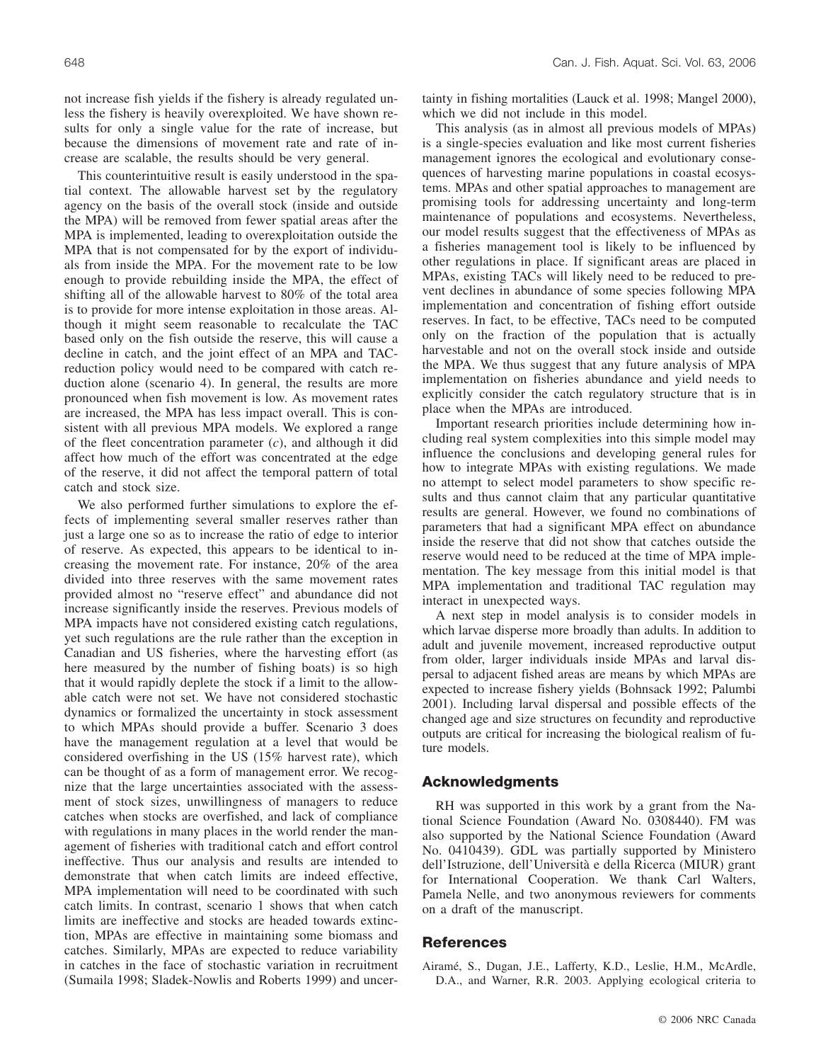not increase fish yields if the fishery is already regulated unless the fishery is heavily overexploited. We have shown results for only a single value for the rate of increase, but because the dimensions of movement rate and rate of increase are scalable, the results should be very general.

This counterintuitive result is easily understood in the spatial context. The allowable harvest set by the regulatory agency on the basis of the overall stock (inside and outside the MPA) will be removed from fewer spatial areas after the MPA is implemented, leading to overexploitation outside the MPA that is not compensated for by the export of individuals from inside the MPA. For the movement rate to be low enough to provide rebuilding inside the MPA, the effect of shifting all of the allowable harvest to 80% of the total area is to provide for more intense exploitation in those areas. Although it might seem reasonable to recalculate the TAC based only on the fish outside the reserve, this will cause a decline in catch, and the joint effect of an MPA and TAC-reduction policy would need to be compared with catch reduction alone (scenario 4). In general, the results are more pronounced when fish movement is low. As movement rates are increased, the MPA has less impact overall. This is consistent with all previous MPA models. We explored a range of the fleet concentration parameter ($c$), and although it did affect how much of the effort was concentrated at the edge of the reserve, it did not affect the temporal pattern of total catch and stock size.

We also performed further simulations to explore the effects of implementing several smaller reserves rather than just a large one so as to increase the ratio of edge to interior of reserve. As expected, this appears to be identical to increasing the movement rate. For instance, 20% of the area divided into three reserves with the same movement rates provided almost no "reserve effect" and abundance did not increase significantly inside the reserves. Previous models of MPA impacts have not considered existing catch regulations, yet such regulations are the rule rather than the exception in Canadian and US fisheries, where the harvesting effort (as here measured by the number of fishing boats) is so high that it would rapidly deplete the stock if a limit to the allowable catch were not set. We have not considered stochastic dynamics or formalized the uncertainty in stock assessment to which MPAs should provide a buffer. Scenario 3 does have the management regulation at a level that would be considered overfishing in the US (15% harvest rate), which can be thought of as a form of management error. We recognize that the large uncertainties associated with the assessment of stock sizes, unwillingness of managers to reduce catches when stocks are overfished, and lack of compliance with regulations in many places in the world render the management of fisheries with traditional catch and effort control ineffective. Thus our analysis and results are intended to demonstrate that when catch limits are indeed effective, MPA implementation will need to be coordinated with such catch limits. In contrast, scenario 1 shows that when catch limits are ineffective and stocks are headed towards extinction, MPAs are effective in maintaining some biomass and catches. Similarly, MPAs are expected to reduce variability in catches in the face of stochastic variation in recruitment (Sumaila 1998; Sladek-Nowlis and Roberts 1999) and uncertainty in fishing mortalities (Lauck et al. 1998; Mangel 2000), which we did not include in this model.

This analysis (as in almost all previous models of MPAs) is a single-species evaluation and like most current fisheries management ignores the ecological and evolutionary consequences of harvesting marine populations in coastal ecosystems. MPAs and other spatial approaches to management are promising tools for addressing uncertainty and long-term maintenance of populations and ecosystems. Nevertheless, our model results suggest that the effectiveness of MPAs as a fisheries management tool is likely to be influenced by other regulations in place. If significant areas are placed in MPAs, existing TACs will likely need to be reduced to prevent declines in abundance of some species following MPA implementation and concentration of fishing effort outside reserves. In fact, to be effective, TACs need to be computed only on the fraction of the population that is actually harvestable and not on the overall stock inside and outside the MPA. We thus suggest that any future analysis of MPA implementation on fisheries abundance and yield needs to explicitly consider the catch regulatory structure that is in place when the MPAs are introduced.

Important research priorities include determining how including real system complexities into this simple model may influence the conclusions and developing general rules for how to integrate MPAs with existing regulations. We made no attempt to select model parameters to show specific results and thus cannot claim that any particular quantitative results are general. However, we found no combinations of parameters that had a significant MPA effect on abundance inside the reserve that did not show that catches outside the reserve would need to be reduced at the time of MPA implementation. The key message from this initial model is that MPA implementation and traditional TAC regulation may interact in unexpected ways.

A next step in model analysis is to consider models in which larvae disperse more broadly than adults. In addition to adult and juvenile movement, increased reproductive output from older, larger individuals inside MPAs and larval dispersal to adjacent fished areas are means by which MPAs are expected to increase fishery yields (Bohnsack 1992; Palumbi 2001). Including larval dispersal and possible effects of the changed age and size structures on fecundity and reproductive outputs are critical for increasing the biological realism of future models.

## Acknowledgments

RH was supported in this work by a grant from the National Science Foundation (Award No. 0308440). FM was also supported by the National Science Foundation (Award No. 0410439). GDL was partially supported by Ministero dell'Istruzione, dell'Università e della Ricerca (MIUR) grant for International Cooperation. We thank Carl Walters, Pamela Nelle, and two anonymous reviewers for comments on a draft of the manuscript.

## References

Airamé, S., Dugan, J.E., Lafferty, K.D., Leslie, H.M., McArdle, D.A., and Warner, R.R. 2003. Applying ecological criteria to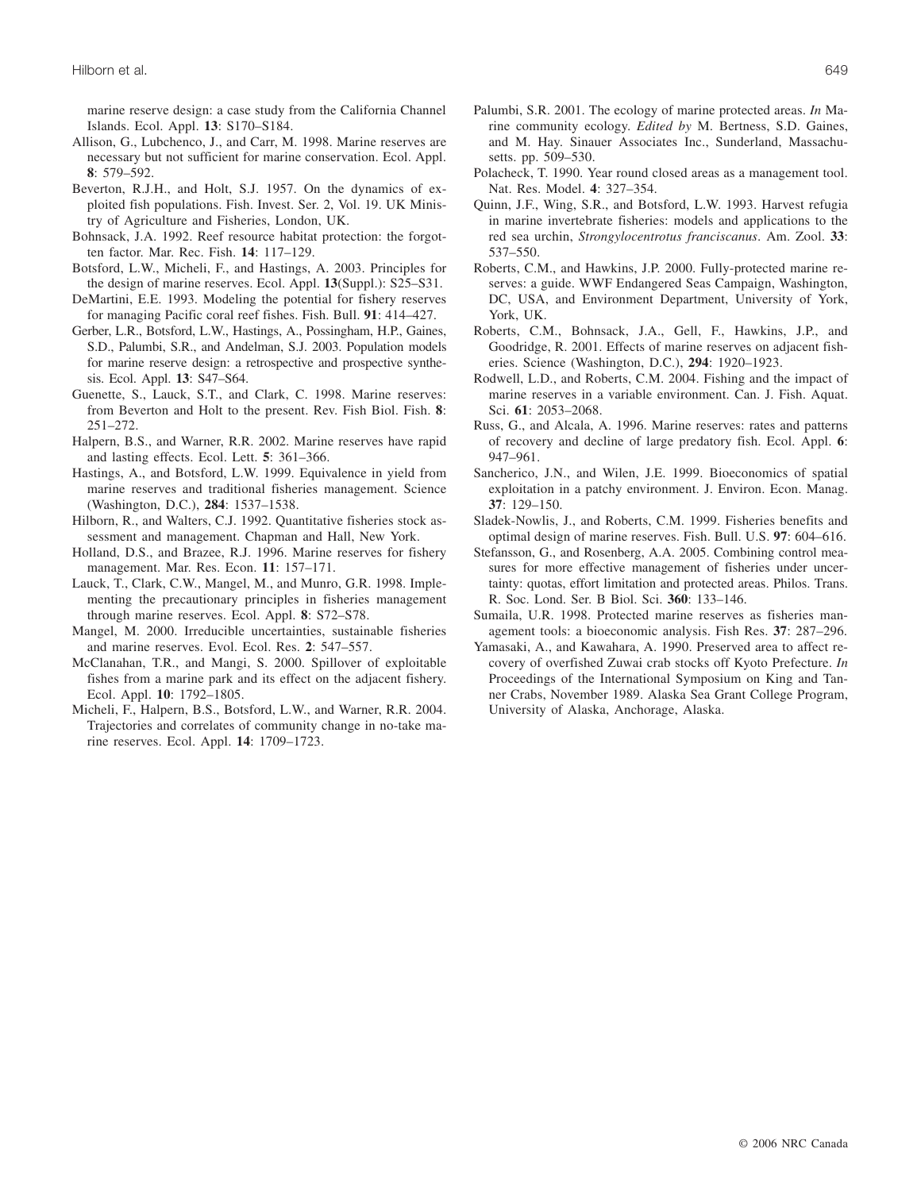marine reserve design: a case study from the California Channel Islands. Ecol. Appl. **13**: S170–S184.

Allison, G., Lubchenco, J., and Carr, M. 1998. Marine reserves are necessary but not sufficient for marine conservation. Ecol. Appl. **8**: 579–592.

Beverton, R.J.H., and Holt, S.J. 1957. On the dynamics of exploited fish populations. Fish. Invest. Ser. 2, Vol. 19. UK Ministry of Agriculture and Fisheries, London, UK.

Bohnsack, J.A. 1992. Reef resource habitat protection: the forgotten factor. Mar. Rec. Fish. **14**: 117–129.

Botsford, L.W., Micheli, F., and Hastings, A. 2003. Principles for the design of marine reserves. Ecol. Appl. **13**(Suppl.): S25–S31.

DeMartini, E.E. 1993. Modeling the potential for fishery reserves for managing Pacific coral reef fishes. Fish. Bull. **91**: 414–427.

Gerber, L.R., Botsford, L.W., Hastings, A., Possingham, H.P., Gaines, S.D., Palumbi, S.R., and Andelman, S.J. 2003. Population models for marine reserve design: a retrospective and prospective synthesis. Ecol. Appl. **13**: S47–S64.

Guenette, S., Lauck, S.T., and Clark, C. 1998. Marine reserves: from Beverton and Holt to the present. Rev. Fish Biol. Fish. **8**: 251–272.

Halpern, B.S., and Warner, R.R. 2002. Marine reserves have rapid and lasting effects. Ecol. Lett. **5**: 361–366.

Hastings, A., and Botsford, L.W. 1999. Equivalence in yield from marine reserves and traditional fisheries management. Science (Washington, D.C.), **284**: 1537–1538.

Hilborn, R., and Walters, C.J. 1992. Quantitative fisheries stock assessment and management. Chapman and Hall, New York.

Holland, D.S., and Brazee, R.J. 1996. Marine reserves for fishery management. Mar. Res. Econ. **11**: 157–171.

Lauck, T., Clark, C.W., Mangel, M., and Munro, G.R. 1998. Implementing the precautionary principles in fisheries management through marine reserves. Ecol. Appl. **8**: S72–S78.

Mangel, M. 2000. Irreducible uncertainties, sustainable fisheries and marine reserves. Evol. Ecol. Res. **2**: 547–557.

McClanahan, T.R., and Mangi, S. 2000. Spillover of exploitable fishes from a marine park and its effect on the adjacent fishery. Ecol. Appl. **10**: 1792–1805.

Micheli, F., Halpern, B.S., Botsford, L.W., and Warner, R.R. 2004. Trajectories and correlates of community change in no-take marine reserves. Ecol. Appl. **14**: 1709–1723.

Palumbi, S.R. 2001. The ecology of marine protected areas. *In* Marine community ecology. *Edited by* M. Bertness, S.D. Gaines, and M. Hay. Sinauer Associates Inc., Sunderland, Massachusetts. pp. 509–530.

Polacheck, T. 1990. Year round closed areas as a management tool. Nat. Res. Model. **4**: 327–354.

Quinn, J.F., Wing, S.R., and Botsford, L.W. 1993. Harvest refugia in marine invertebrate fisheries: models and applications to the red sea urchin, *Strongylocentrotus franciscanus*. Am. Zool. **33**: 537–550.

Roberts, C.M., and Hawkins, J.P. 2000. Fully-protected marine reserves: a guide. WWF Endangered Seas Campaign, Washington, DC, USA, and Environment Department, University of York, York, UK.

Roberts, C.M., Bohnsack, J.A., Gell, F., Hawkins, J.P., and Goodridge, R. 2001. Effects of marine reserves on adjacent fisheries. Science (Washington, D.C.), **294**: 1920–1923.

Rodwell, L.D., and Roberts, C.M. 2004. Fishing and the impact of marine reserves in a variable environment. Can. J. Fish. Aquat. Sci. **61**: 2053–2068.

Russ, G., and Alcala, A. 1996. Marine reserves: rates and patterns of recovery and decline of large predatory fish. Ecol. Appl. **6**: 947–961.

Sancherico, J.N., and Wilen, J.E. 1999. Bioeconomics of spatial exploitation in a patchy environment. J. Environ. Econ. Manag. **37**: 129–150.

Sladek-Nowlis, J., and Roberts, C.M. 1999. Fisheries benefits and optimal design of marine reserves. Fish. Bull. U.S. **97**: 604–616.

Stefansson, G., and Rosenberg, A.A. 2005. Combining control measures for more effective management of fisheries under uncertainty: quotas, effort limitation and protected areas. Philos. Trans. R. Soc. Lond. Ser. B Biol. Sci. **360**: 133–146.

Sumaila, U.R. 1998. Protected marine reserves as fisheries management tools: a bioeconomic analysis. Fish Res. **37**: 287–296.

Yamasaki, A., and Kawahara, A. 1990. Preserved area to affect recovery of overfished Zuwai crab stocks off Kyoto Prefecture. *In* Proceedings of the International Symposium on King and Tanner Crabs, November 1989. Alaska Sea Grant College Program, University of Alaska, Anchorage, Alaska.